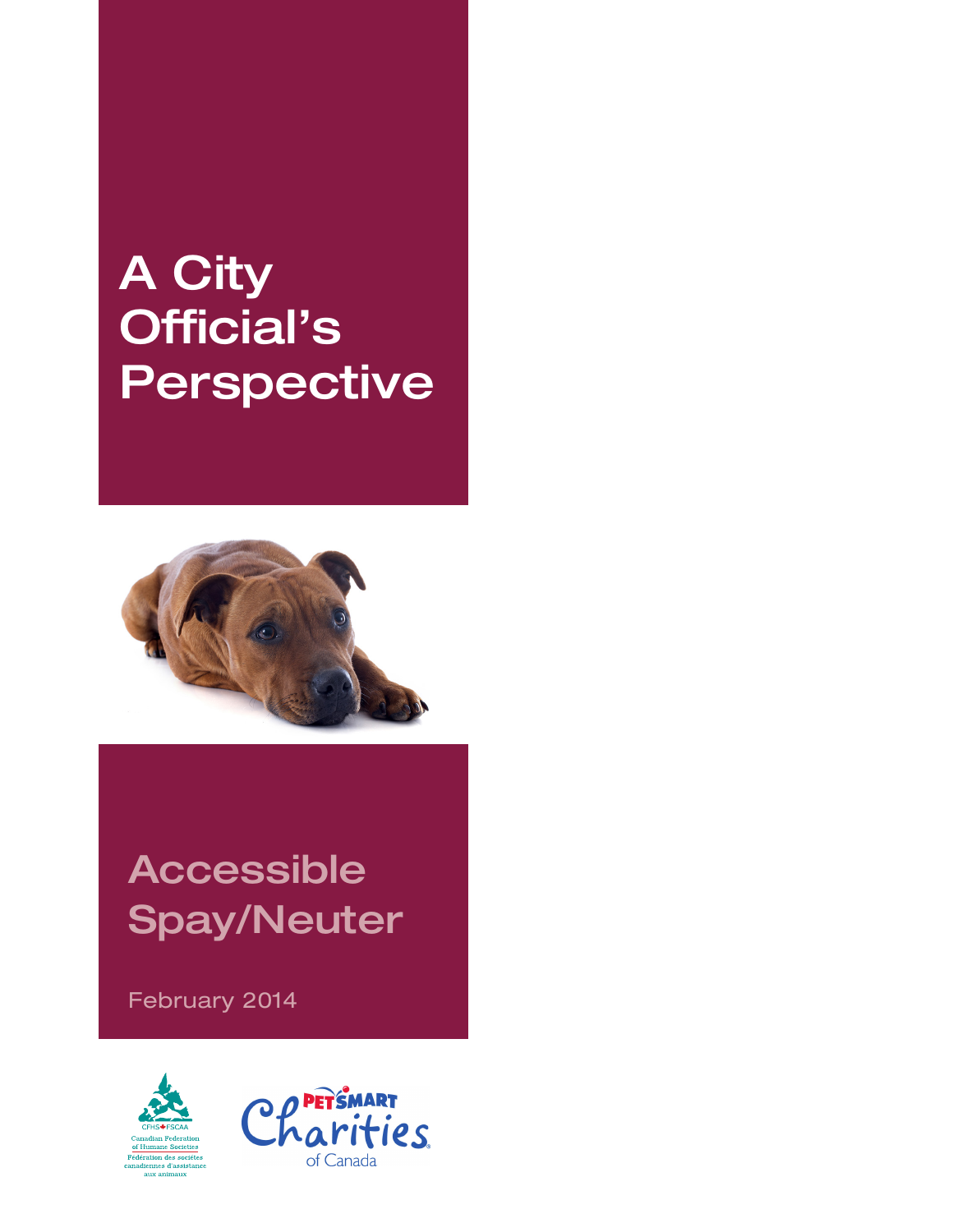# A City Official's Perspective

## Accessible Spay/Neuter

February 2014

CFHS FSCAA
Canadian Federation of Humane Societies
Fédération des sociétés canadiennes d'assistance aux animaux

PETSMART Charities of Canada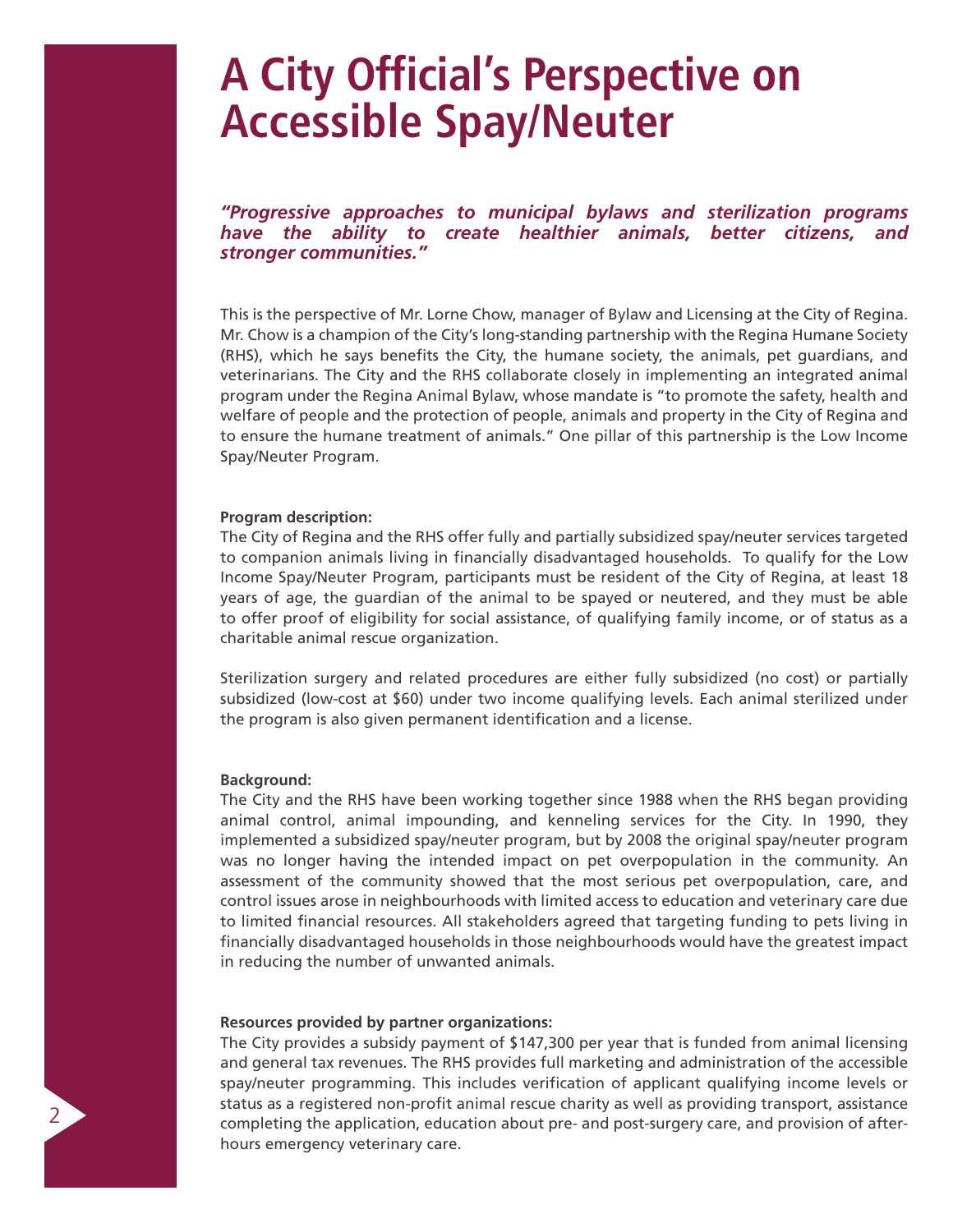# A City Official's Perspective on Accessible Spay/Neuter

***"Progressive approaches to municipal bylaws and sterilization programs have the ability to create healthier animals, better citizens, and stronger communities."***

This is the perspective of Mr. Lorne Chow, manager of Bylaw and Licensing at the City of Regina. Mr. Chow is a champion of the City's long-standing partnership with the Regina Humane Society (RHS), which he says benefits the City, the humane society, the animals, pet guardians, and veterinarians. The City and the RHS collaborate closely in implementing an integrated animal program under the Regina Animal Bylaw, whose mandate is "to promote the safety, health and welfare of people and the protection of people, animals and property in the City of Regina and to ensure the humane treatment of animals." One pillar of this partnership is the Low Income Spay/Neuter Program.

**Program description:**

The City of Regina and the RHS offer fully and partially subsidized spay/neuter services targeted to companion animals living in financially disadvantaged households. To qualify for the Low Income Spay/Neuter Program, participants must be resident of the City of Regina, at least 18 years of age, the guardian of the animal to be spayed or neutered, and they must be able to offer proof of eligibility for social assistance, of qualifying family income, or of status as a charitable animal rescue organization.

Sterilization surgery and related procedures are either fully subsidized (no cost) or partially subsidized (low-cost at $60) under two income qualifying levels. Each animal sterilized under the program is also given permanent identification and a license.

**Background:**

The City and the RHS have been working together since 1988 when the RHS began providing animal control, animal impounding, and kenneling services for the City. In 1990, they implemented a subsidized spay/neuter program, but by 2008 the original spay/neuter program was no longer having the intended impact on pet overpopulation in the community. An assessment of the community showed that the most serious pet overpopulation, care, and control issues arose in neighbourhoods with limited access to education and veterinary care due to limited financial resources. All stakeholders agreed that targeting funding to pets living in financially disadvantaged households in those neighbourhoods would have the greatest impact in reducing the number of unwanted animals.

**Resources provided by partner organizations:**

The City provides a subsidy payment of $147,300 per year that is funded from animal licensing and general tax revenues. The RHS provides full marketing and administration of the accessible spay/neuter programming. This includes verification of applicant qualifying income levels or status as a registered non-profit animal rescue charity as well as providing transport, assistance completing the application, education about pre- and post-surgery care, and provision of after-hours emergency veterinary care.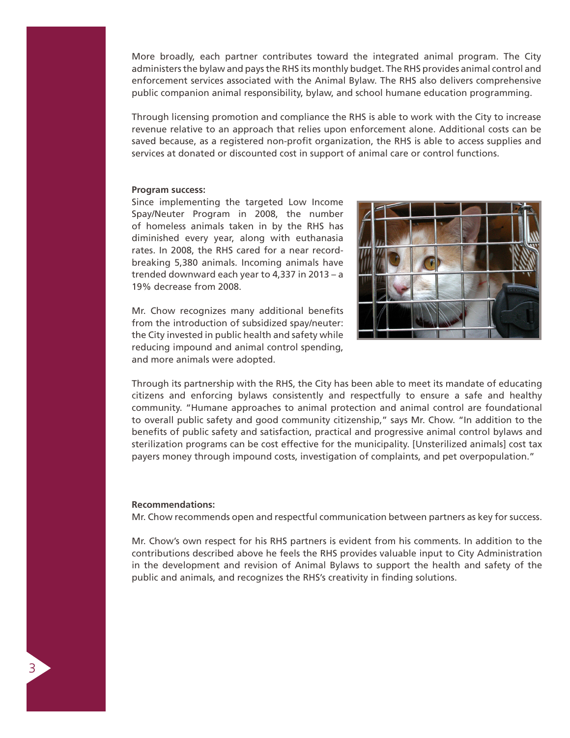More broadly, each partner contributes toward the integrated animal program. The City administers the bylaw and pays the RHS its monthly budget. The RHS provides animal control and enforcement services associated with the Animal Bylaw. The RHS also delivers comprehensive public companion animal responsibility, bylaw, and school humane education programming.

Through licensing promotion and compliance the RHS is able to work with the City to increase revenue relative to an approach that relies upon enforcement alone. Additional costs can be saved because, as a registered non-profit organization, the RHS is able to access supplies and services at donated or discounted cost in support of animal care or control functions.

**Program success:**

Since implementing the targeted Low Income Spay/Neuter Program in 2008, the number of homeless animals taken in by the RHS has diminished every year, along with euthanasia rates. In 2008, the RHS cared for a near record-breaking 5,380 animals. Incoming animals have trended downward each year to 4,337 in 2013 – a 19% decrease from 2008.

Mr. Chow recognizes many additional benefits from the introduction of subsidized spay/neuter: the City invested in public health and safety while reducing impound and animal control spending, and more animals were adopted.

Through its partnership with the RHS, the City has been able to meet its mandate of educating citizens and enforcing bylaws consistently and respectfully to ensure a safe and healthy community. "Humane approaches to animal protection and animal control are foundational to overall public safety and good community citizenship," says Mr. Chow. "In addition to the benefits of public safety and satisfaction, practical and progressive animal control bylaws and sterilization programs can be cost effective for the municipality. [Unsterilized animals] cost tax payers money through impound costs, investigation of complaints, and pet overpopulation."

**Recommendations:**

Mr. Chow recommends open and respectful communication between partners as key for success.

Mr. Chow's own respect for his RHS partners is evident from his comments. In addition to the contributions described above he feels the RHS provides valuable input to City Administration in the development and revision of Animal Bylaws to support the health and safety of the public and animals, and recognizes the RHS's creativity in finding solutions.